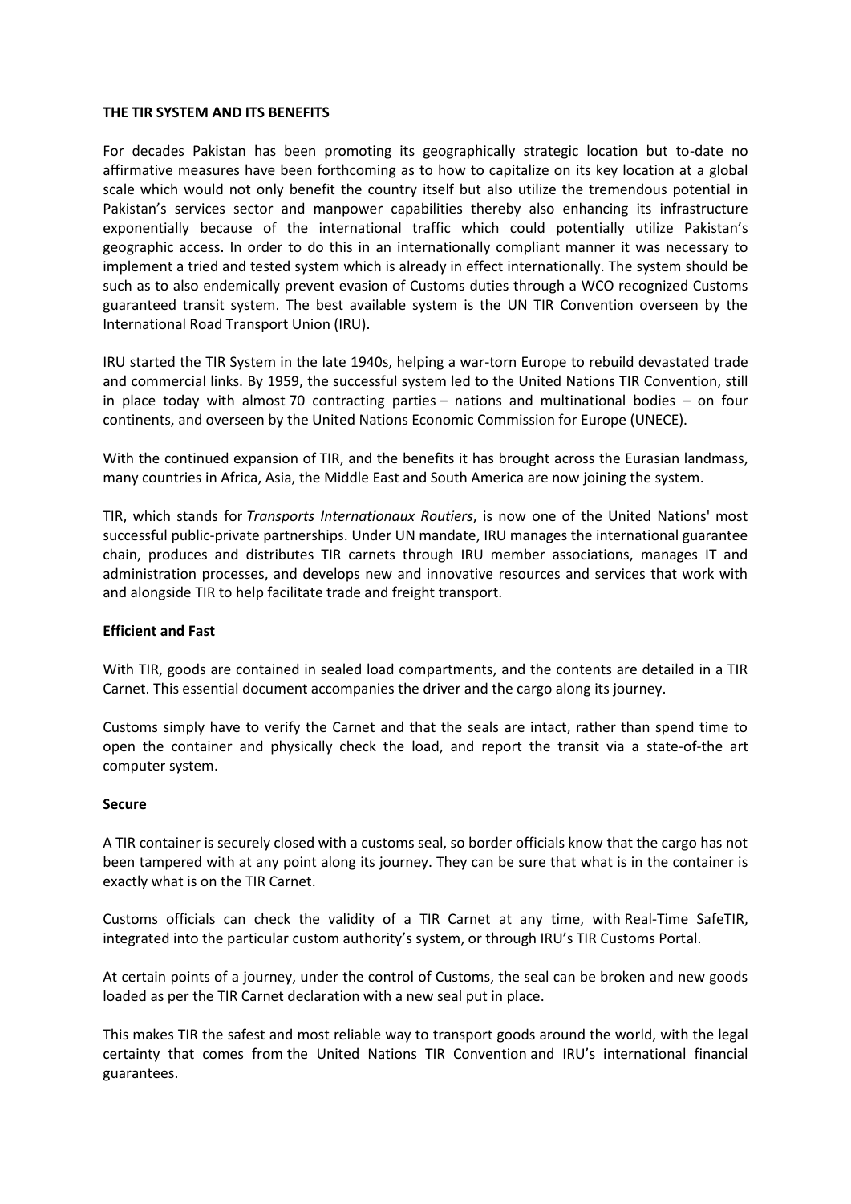**THE TIR SYSTEM AND ITS BENEFITS**

For decades Pakistan has been promoting its geographically strategic location but to-date no affirmative measures have been forthcoming as to how to capitalize on its key location at a global scale which would not only benefit the country itself but also utilize the tremendous potential in Pakistan's services sector and manpower capabilities thereby also enhancing its infrastructure exponentially because of the international traffic which could potentially utilize Pakistan's geographic access. In order to do this in an internationally compliant manner it was necessary to implement a tried and tested system which is already in effect internationally. The system should be such as to also endemically prevent evasion of Customs duties through a WCO recognized Customs guaranteed transit system. The best available system is the UN TIR Convention overseen by the International Road Transport Union (IRU).

IRU started the TIR System in the late 1940s, helping a war-torn Europe to rebuild devastated trade and commercial links. By 1959, the successful system led to the United Nations TIR Convention, still in place today with almost 70 contracting parties – nations and multinational bodies – on four continents, and overseen by the United Nations Economic Commission for Europe (UNECE).

With the continued expansion of TIR, and the benefits it has brought across the Eurasian landmass, many countries in Africa, Asia, the Middle East and South America are now joining the system.

TIR, which stands for *Transports Internationaux Routiers*, is now one of the United Nations' most successful public-private partnerships. Under UN mandate, IRU manages the international guarantee chain, produces and distributes TIR carnets through IRU member associations, manages IT and administration processes, and develops new and innovative resources and services that work with and alongside TIR to help facilitate trade and freight transport.

**Efficient and Fast**

With TIR, goods are contained in sealed load compartments, and the contents are detailed in a TIR Carnet. This essential document accompanies the driver and the cargo along its journey.

Customs simply have to verify the Carnet and that the seals are intact, rather than spend time to open the container and physically check the load, and report the transit via a state-of-the art computer system.

**Secure**

A TIR container is securely closed with a customs seal, so border officials know that the cargo has not been tampered with at any point along its journey. They can be sure that what is in the container is exactly what is on the TIR Carnet.

Customs officials can check the validity of a TIR Carnet at any time, with Real-Time SafeTIR, integrated into the particular custom authority's system, or through IRU's TIR Customs Portal.

At certain points of a journey, under the control of Customs, the seal can be broken and new goods loaded as per the TIR Carnet declaration with a new seal put in place.

This makes TIR the safest and most reliable way to transport goods around the world, with the legal certainty that comes from the United Nations TIR Convention and IRU's international financial guarantees.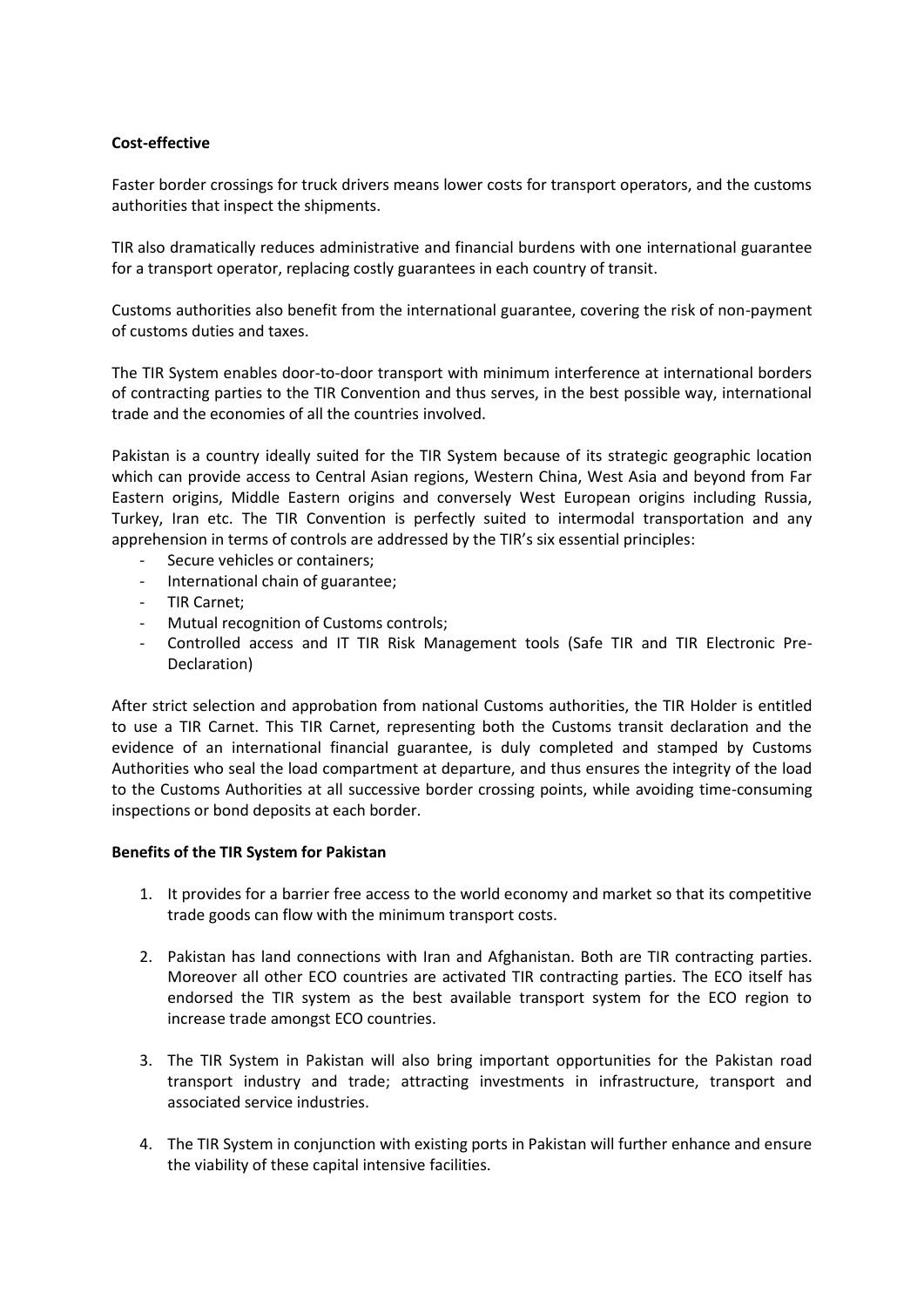**Cost-effective**

Faster border crossings for truck drivers means lower costs for transport operators, and the customs authorities that inspect the shipments.

TIR also dramatically reduces administrative and financial burdens with one international guarantee for a transport operator, replacing costly guarantees in each country of transit.

Customs authorities also benefit from the international guarantee, covering the risk of non-payment of customs duties and taxes.

The TIR System enables door-to-door transport with minimum interference at international borders of contracting parties to the TIR Convention and thus serves, in the best possible way, international trade and the economies of all the countries involved.

Pakistan is a country ideally suited for the TIR System because of its strategic geographic location which can provide access to Central Asian regions, Western China, West Asia and beyond from Far Eastern origins, Middle Eastern origins and conversely West European origins including Russia, Turkey, Iran etc. The TIR Convention is perfectly suited to intermodal transportation and any apprehension in terms of controls are addressed by the TIR's six essential principles:

- Secure vehicles or containers;
- International chain of guarantee;
- TIR Carnet;
- Mutual recognition of Customs controls;
- Controlled access and IT TIR Risk Management tools (Safe TIR and TIR Electronic Pre-Declaration)

After strict selection and approbation from national Customs authorities, the TIR Holder is entitled to use a TIR Carnet. This TIR Carnet, representing both the Customs transit declaration and the evidence of an international financial guarantee, is duly completed and stamped by Customs Authorities who seal the load compartment at departure, and thus ensures the integrity of the load to the Customs Authorities at all successive border crossing points, while avoiding time-consuming inspections or bond deposits at each border.

**Benefits of the TIR System for Pakistan**

1. It provides for a barrier free access to the world economy and market so that its competitive trade goods can flow with the minimum transport costs.

2. Pakistan has land connections with Iran and Afghanistan. Both are TIR contracting parties. Moreover all other ECO countries are activated TIR contracting parties. The ECO itself has endorsed the TIR system as the best available transport system for the ECO region to increase trade amongst ECO countries.

3. The TIR System in Pakistan will also bring important opportunities for the Pakistan road transport industry and trade; attracting investments in infrastructure, transport and associated service industries.

4. The TIR System in conjunction with existing ports in Pakistan will further enhance and ensure the viability of these capital intensive facilities.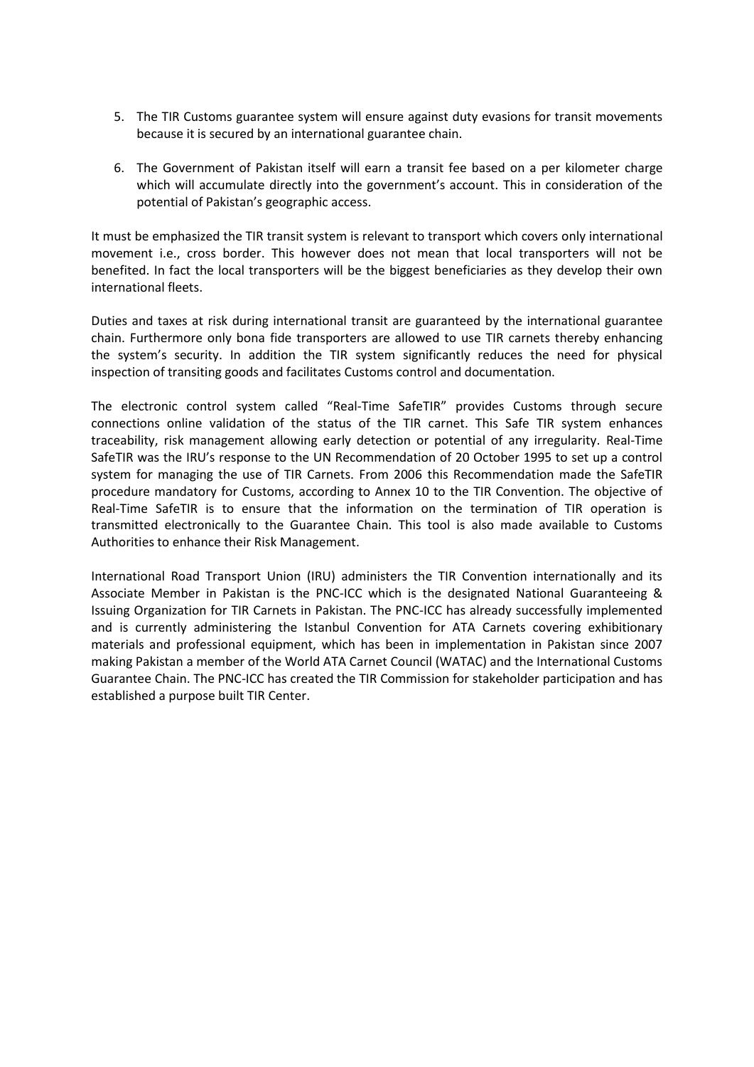5. The TIR Customs guarantee system will ensure against duty evasions for transit movements because it is secured by an international guarantee chain.

6. The Government of Pakistan itself will earn a transit fee based on a per kilometer charge which will accumulate directly into the government's account. This in consideration of the potential of Pakistan's geographic access.

It must be emphasized the TIR transit system is relevant to transport which covers only international movement i.e., cross border. This however does not mean that local transporters will not be benefited. In fact the local transporters will be the biggest beneficiaries as they develop their own international fleets.

Duties and taxes at risk during international transit are guaranteed by the international guarantee chain. Furthermore only bona fide transporters are allowed to use TIR carnets thereby enhancing the system's security. In addition the TIR system significantly reduces the need for physical inspection of transiting goods and facilitates Customs control and documentation.

The electronic control system called "Real-Time SafeTIR" provides Customs through secure connections online validation of the status of the TIR carnet. This Safe TIR system enhances traceability, risk management allowing early detection or potential of any irregularity. Real-Time SafeTIR was the IRU's response to the UN Recommendation of 20 October 1995 to set up a control system for managing the use of TIR Carnets. From 2006 this Recommendation made the SafeTIR procedure mandatory for Customs, according to Annex 10 to the TIR Convention. The objective of Real-Time SafeTIR is to ensure that the information on the termination of TIR operation is transmitted electronically to the Guarantee Chain. This tool is also made available to Customs Authorities to enhance their Risk Management.

International Road Transport Union (IRU) administers the TIR Convention internationally and its Associate Member in Pakistan is the PNC-ICC which is the designated National Guaranteeing & Issuing Organization for TIR Carnets in Pakistan. The PNC-ICC has already successfully implemented and is currently administering the Istanbul Convention for ATA Carnets covering exhibitionary materials and professional equipment, which has been in implementation in Pakistan since 2007 making Pakistan a member of the World ATA Carnet Council (WATAC) and the International Customs Guarantee Chain. The PNC-ICC has created the TIR Commission for stakeholder participation and has established a purpose built TIR Center.